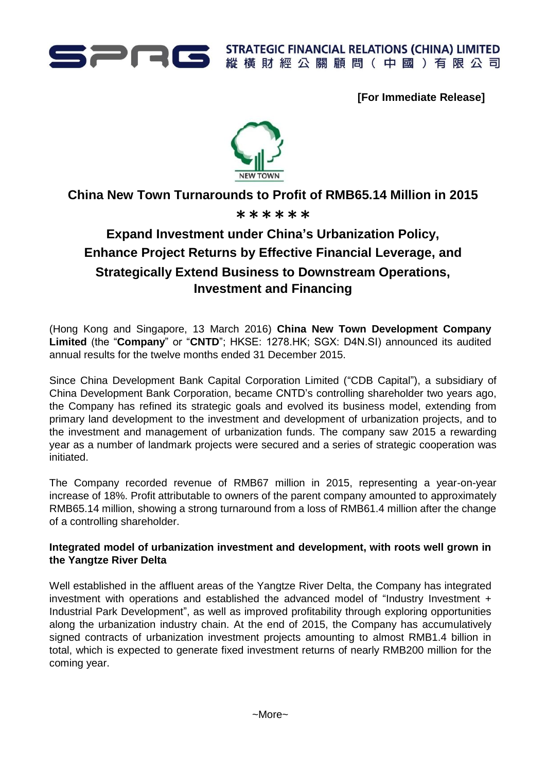STRATEGIC FINANCIAL RELATIONS (CHINA) LIMITED
縱橫財經公關顧問(中國)有限公司

**[For Immediate Release]**

# China New Town Turnarounds to Profit of RMB65.14 Million in 2015

\*\*\*\*\*\*

## Expand Investment under China's Urbanization Policy, Enhance Project Returns by Effective Financial Leverage, and Strategically Extend Business to Downstream Operations, Investment and Financing

(Hong Kong and Singapore, 13 March 2016) **China New Town Development Company Limited** (the "**Company**" or "**CNTD**"; HKSE: 1278.HK; SGX: D4N.SI) announced its audited annual results for the twelve months ended 31 December 2015.

Since China Development Bank Capital Corporation Limited ("CDB Capital"), a subsidiary of China Development Bank Corporation, became CNTD's controlling shareholder two years ago, the Company has refined its strategic goals and evolved its business model, extending from primary land development to the investment and development of urbanization projects, and to the investment and management of urbanization funds. The company saw 2015 a rewarding year as a number of landmark projects were secured and a series of strategic cooperation was initiated.

The Company recorded revenue of RMB67 million in 2015, representing a year-on-year increase of 18%. Profit attributable to owners of the parent company amounted to approximately RMB65.14 million, showing a strong turnaround from a loss of RMB61.4 million after the change of a controlling shareholder.

**Integrated model of urbanization investment and development, with roots well grown in the Yangtze River Delta**

Well established in the affluent areas of the Yangtze River Delta, the Company has integrated investment with operations and established the advanced model of "Industry Investment + Industrial Park Development", as well as improved profitability through exploring opportunities along the urbanization industry chain. At the end of 2015, the Company has accumulatively signed contracts of urbanization investment projects amounting to almost RMB1.4 billion in total, which is expected to generate fixed investment returns of nearly RMB200 million for the coming year.

~More~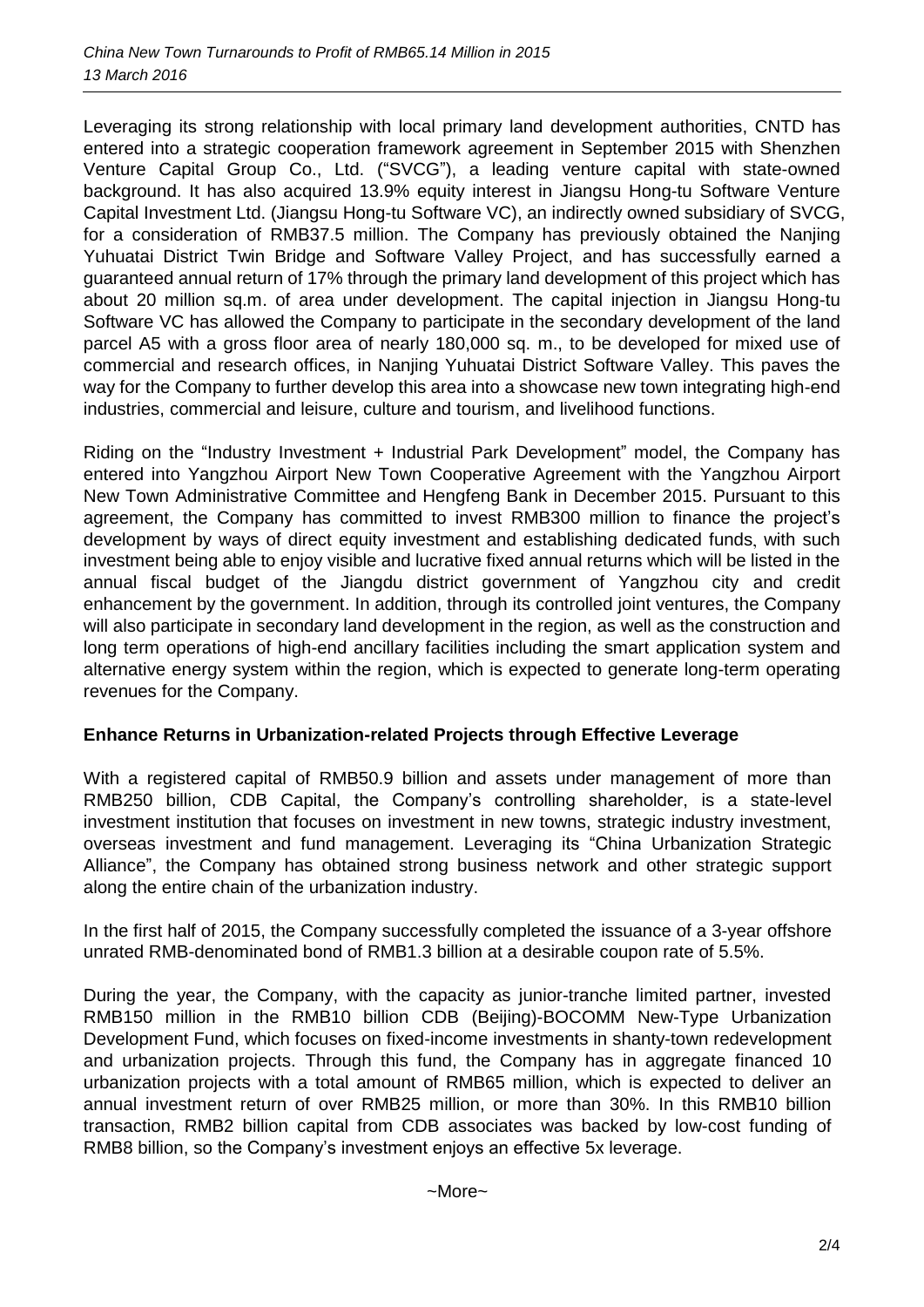Leveraging its strong relationship with local primary land development authorities, CNTD has entered into a strategic cooperation framework agreement in September 2015 with Shenzhen Venture Capital Group Co., Ltd. ("SVCG"), a leading venture capital with state-owned background. It has also acquired 13.9% equity interest in Jiangsu Hong-tu Software Venture Capital Investment Ltd. (Jiangsu Hong-tu Software VC), an indirectly owned subsidiary of SVCG, for a consideration of RMB37.5 million. The Company has previously obtained the Nanjing Yuhuatai District Twin Bridge and Software Valley Project, and has successfully earned a guaranteed annual return of 17% through the primary land development of this project which has about 20 million sq.m. of area under development. The capital injection in Jiangsu Hong-tu Software VC has allowed the Company to participate in the secondary development of the land parcel A5 with a gross floor area of nearly 180,000 sq. m., to be developed for mixed use of commercial and research offices, in Nanjing Yuhuatai District Software Valley. This paves the way for the Company to further develop this area into a showcase new town integrating high-end industries, commercial and leisure, culture and tourism, and livelihood functions.

Riding on the "Industry Investment + Industrial Park Development" model, the Company has entered into Yangzhou Airport New Town Cooperative Agreement with the Yangzhou Airport New Town Administrative Committee and Hengfeng Bank in December 2015. Pursuant to this agreement, the Company has committed to invest RMB300 million to finance the project's development by ways of direct equity investment and establishing dedicated funds, with such investment being able to enjoy visible and lucrative fixed annual returns which will be listed in the annual fiscal budget of the Jiangdu district government of Yangzhou city and credit enhancement by the government. In addition, through its controlled joint ventures, the Company will also participate in secondary land development in the region, as well as the construction and long term operations of high-end ancillary facilities including the smart application system and alternative energy system within the region, which is expected to generate long-term operating revenues for the Company.

**Enhance Returns in Urbanization-related Projects through Effective Leverage**

With a registered capital of RMB50.9 billion and assets under management of more than RMB250 billion, CDB Capital, the Company's controlling shareholder, is a state-level investment institution that focuses on investment in new towns, strategic industry investment, overseas investment and fund management. Leveraging its "China Urbanization Strategic Alliance", the Company has obtained strong business network and other strategic support along the entire chain of the urbanization industry.

In the first half of 2015, the Company successfully completed the issuance of a 3-year offshore unrated RMB-denominated bond of RMB1.3 billion at a desirable coupon rate of 5.5%.

During the year, the Company, with the capacity as junior-tranche limited partner, invested RMB150 million in the RMB10 billion CDB (Beijing)-BOCOMM New-Type Urbanization Development Fund, which focuses on fixed-income investments in shanty-town redevelopment and urbanization projects. Through this fund, the Company has in aggregate financed 10 urbanization projects with a total amount of RMB65 million, which is expected to deliver an annual investment return of over RMB25 million, or more than 30%. In this RMB10 billion transaction, RMB2 billion capital from CDB associates was backed by low-cost funding of RMB8 billion, so the Company's investment enjoys an effective 5x leverage.

~More~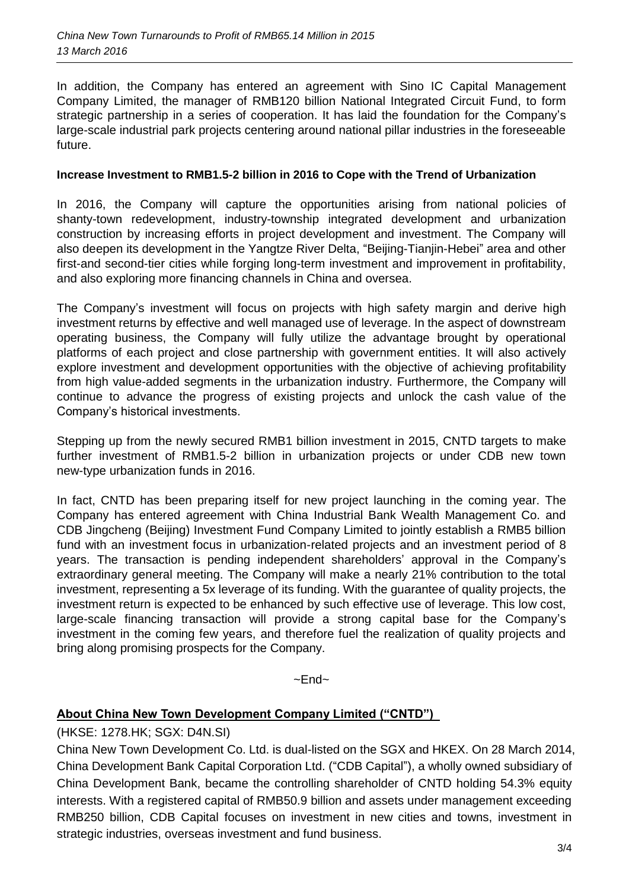In addition, the Company has entered an agreement with Sino IC Capital Management Company Limited, the manager of RMB120 billion National Integrated Circuit Fund, to form strategic partnership in a series of cooperation. It has laid the foundation for the Company's large-scale industrial park projects centering around national pillar industries in the foreseeable future.

**Increase Investment to RMB1.5-2 billion in 2016 to Cope with the Trend of Urbanization**

In 2016, the Company will capture the opportunities arising from national policies of shanty-town redevelopment, industry-township integrated development and urbanization construction by increasing efforts in project development and investment. The Company will also deepen its development in the Yangtze River Delta, "Beijing-Tianjin-Hebei" area and other first-and second-tier cities while forging long-term investment and improvement in profitability, and also exploring more financing channels in China and oversea.

The Company's investment will focus on projects with high safety margin and derive high investment returns by effective and well managed use of leverage. In the aspect of downstream operating business, the Company will fully utilize the advantage brought by operational platforms of each project and close partnership with government entities. It will also actively explore investment and development opportunities with the objective of achieving profitability from high value-added segments in the urbanization industry. Furthermore, the Company will continue to advance the progress of existing projects and unlock the cash value of the Company's historical investments.

Stepping up from the newly secured RMB1 billion investment in 2015, CNTD targets to make further investment of RMB1.5-2 billion in urbanization projects or under CDB new town new-type urbanization funds in 2016.

In fact, CNTD has been preparing itself for new project launching in the coming year. The Company has entered agreement with China Industrial Bank Wealth Management Co. and CDB Jingcheng (Beijing) Investment Fund Company Limited to jointly establish a RMB5 billion fund with an investment focus in urbanization-related projects and an investment period of 8 years. The transaction is pending independent shareholders' approval in the Company's extraordinary general meeting. The Company will make a nearly 21% contribution to the total investment, representing a 5x leverage of its funding. With the guarantee of quality projects, the investment return is expected to be enhanced by such effective use of leverage. This low cost, large-scale financing transaction will provide a strong capital base for the Company's investment in the coming few years, and therefore fuel the realization of quality projects and bring along promising prospects for the Company.

~End~

**About China New Town Development Company Limited ("CNTD")**

(HKSE: 1278.HK; SGX: D4N.SI)

China New Town Development Co. Ltd. is dual-listed on the SGX and HKEX. On 28 March 2014, China Development Bank Capital Corporation Ltd. ("CDB Capital"), a wholly owned subsidiary of China Development Bank, became the controlling shareholder of CNTD holding 54.3% equity interests. With a registered capital of RMB50.9 billion and assets under management exceeding RMB250 billion, CDB Capital focuses on investment in new cities and towns, investment in strategic industries, overseas investment and fund business.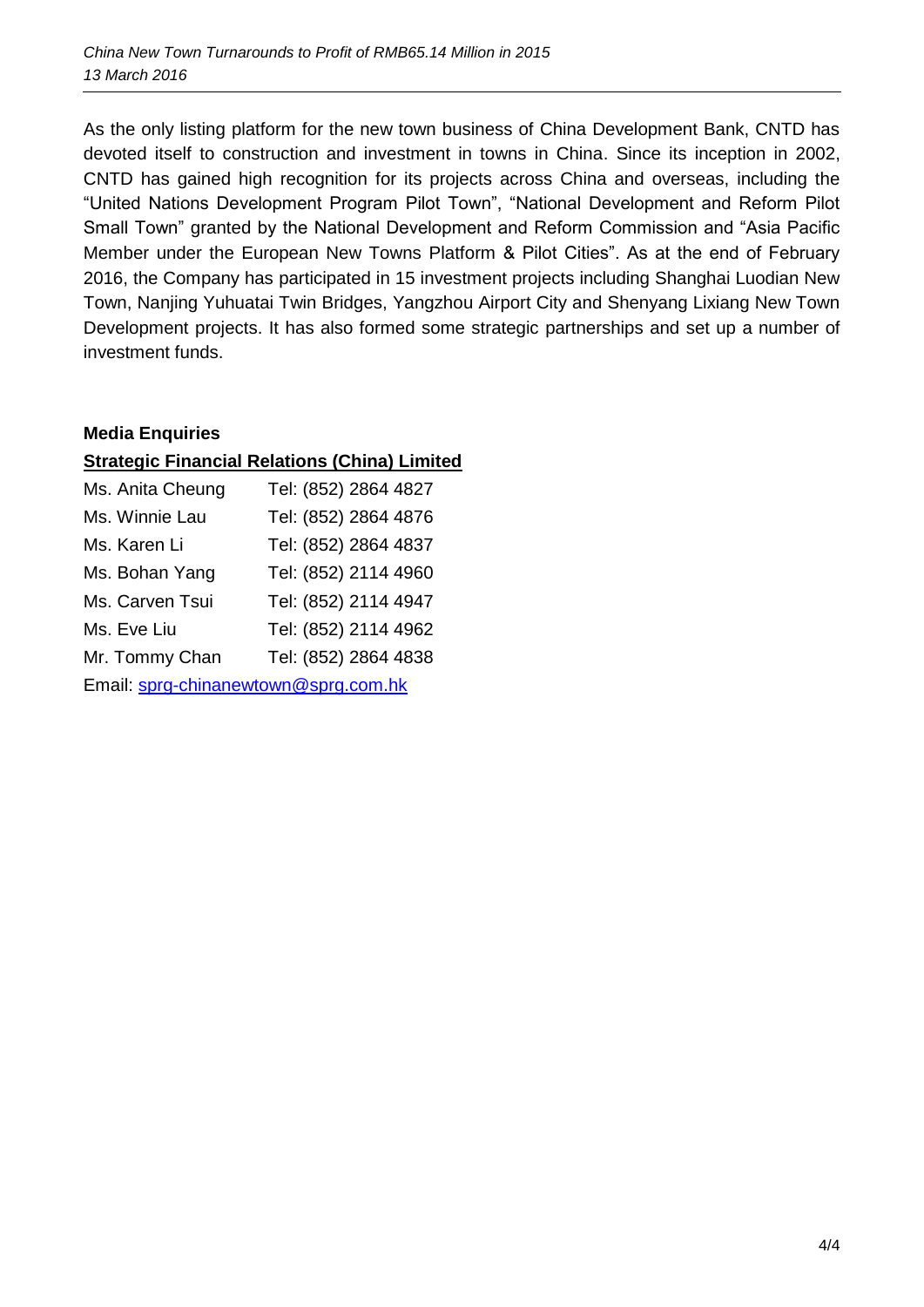As the only listing platform for the new town business of China Development Bank, CNTD has devoted itself to construction and investment in towns in China. Since its inception in 2002, CNTD has gained high recognition for its projects across China and overseas, including the "United Nations Development Program Pilot Town", "National Development and Reform Pilot Small Town" granted by the National Development and Reform Commission and "Asia Pacific Member under the European New Towns Platform & Pilot Cities". As at the end of February 2016, the Company has participated in 15 investment projects including Shanghai Luodian New Town, Nanjing Yuhuatai Twin Bridges, Yangzhou Airport City and Shenyang Lixiang New Town Development projects. It has also formed some strategic partnerships and set up a number of investment funds.

**Media Enquiries**

**Strategic Financial Relations (China) Limited**

| | |
|---|---|
| Ms. Anita Cheung | Tel: (852) 2864 4827 |
| Ms. Winnie Lau | Tel: (852) 2864 4876 |
| Ms. Karen Li | Tel: (852) 2864 4837 |
| Ms. Bohan Yang | Tel: (852) 2114 4960 |
| Ms. Carven Tsui | Tel: (852) 2114 4947 |
| Ms. Eve Liu | Tel: (852) 2114 4962 |
| Mr. Tommy Chan | Tel: (852) 2864 4838 |

Email: sprg-chinanewtown@sprg.com.hk